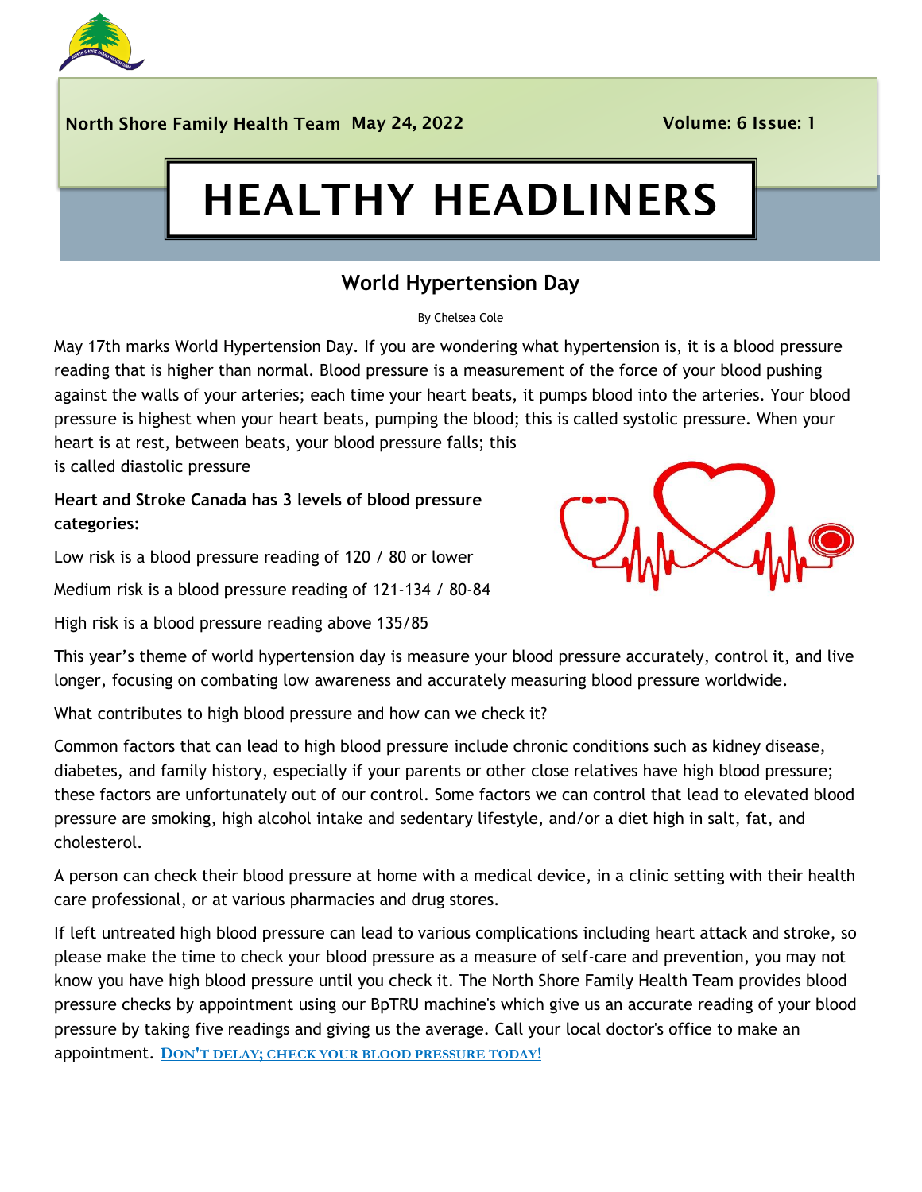North Shore Family Health Team May 24, 2022 Volume: 6 Issue: 1

# HEALTHY HEADLINERS

## World Hypertension Day

By Chelsea Cole

May 17th marks World Hypertension Day. If you are wondering what hypertension is, it is a blood pressure reading that is higher than normal. Blood pressure is a measurement of the force of your blood pushing against the walls of your arteries; each time your heart beats, it pumps blood into the arteries. Your blood pressure is highest when your heart beats, pumping the blood; this is called systolic pressure. When your heart is at rest, between beats, your blood pressure falls; this is called diastolic pressure

**Heart and Stroke Canada has 3 levels of blood pressure categories:**

Low risk is a blood pressure reading of 120 / 80 or lower

Medium risk is a blood pressure reading of 121-134 / 80-84

High risk is a blood pressure reading above 135/85

This year's theme of world hypertension day is measure your blood pressure accurately, control it, and live longer, focusing on combating low awareness and accurately measuring blood pressure worldwide.

What contributes to high blood pressure and how can we check it?

Common factors that can lead to high blood pressure include chronic conditions such as kidney disease, diabetes, and family history, especially if your parents or other close relatives have high blood pressure; these factors are unfortunately out of our control. Some factors we can control that lead to elevated blood pressure are smoking, high alcohol intake and sedentary lifestyle, and/or a diet high in salt, fat, and cholesterol.

A person can check their blood pressure at home with a medical device, in a clinic setting with their health care professional, or at various pharmacies and drug stores.

If left untreated high blood pressure can lead to various complications including heart attack and stroke, so please make the time to check your blood pressure as a measure of self-care and prevention, you may not know you have high blood pressure until you check it. The North Shore Family Health Team provides blood pressure checks by appointment using our BpTRU machine's which give us an accurate reading of your blood pressure by taking five readings and giving us the average. Call your local doctor's office to make an appointment. **DON'T DELAY; CHECK YOUR BLOOD PRESSURE TODAY!**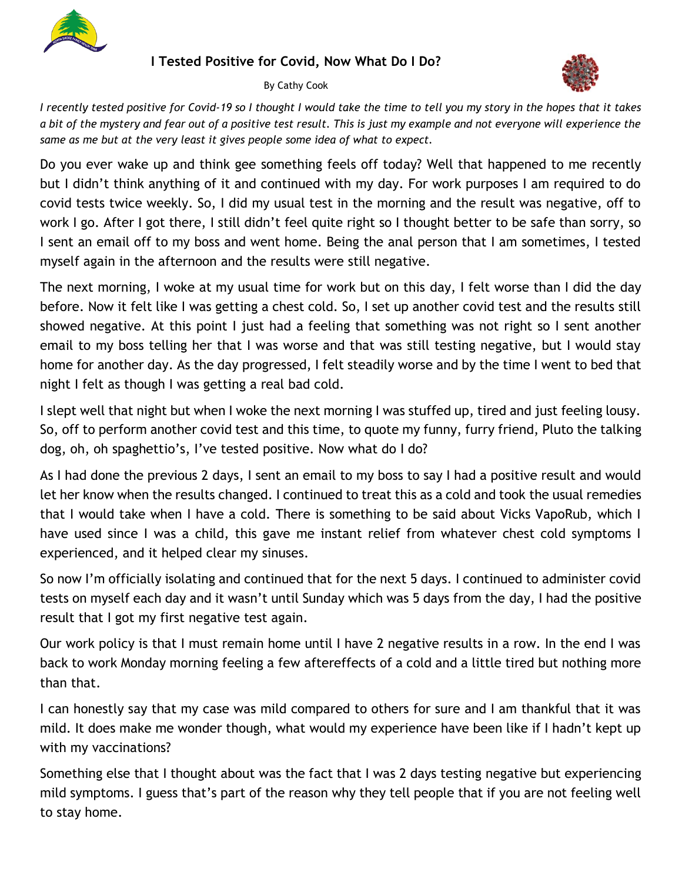# I Tested Positive for Covid, Now What Do I Do?

By Cathy Cook

*I recently tested positive for Covid-19 so I thought I would take the time to tell you my story in the hopes that it takes a bit of the mystery and fear out of a positive test result. This is just my example and not everyone will experience the same as me but at the very least it gives people some idea of what to expect.*

Do you ever wake up and think gee something feels off today? Well that happened to me recently but I didn't think anything of it and continued with my day. For work purposes I am required to do covid tests twice weekly. So, I did my usual test in the morning and the result was negative, off to work I go. After I got there, I still didn't feel quite right so I thought better to be safe than sorry, so I sent an email off to my boss and went home. Being the anal person that I am sometimes, I tested myself again in the afternoon and the results were still negative.

The next morning, I woke at my usual time for work but on this day, I felt worse than I did the day before. Now it felt like I was getting a chest cold. So, I set up another covid test and the results still showed negative. At this point I just had a feeling that something was not right so I sent another email to my boss telling her that I was worse and that was still testing negative, but I would stay home for another day. As the day progressed, I felt steadily worse and by the time I went to bed that night I felt as though I was getting a real bad cold.

I slept well that night but when I woke the next morning I was stuffed up, tired and just feeling lousy. So, off to perform another covid test and this time, to quote my funny, furry friend, Pluto the talking dog, oh, oh spaghettio's, I've tested positive. Now what do I do?

As I had done the previous 2 days, I sent an email to my boss to say I had a positive result and would let her know when the results changed. I continued to treat this as a cold and took the usual remedies that I would take when I have a cold. There is something to be said about Vicks VapoRub, which I have used since I was a child, this gave me instant relief from whatever chest cold symptoms I experienced, and it helped clear my sinuses.

So now I'm officially isolating and continued that for the next 5 days. I continued to administer covid tests on myself each day and it wasn't until Sunday which was 5 days from the day, I had the positive result that I got my first negative test again.

Our work policy is that I must remain home until I have 2 negative results in a row. In the end I was back to work Monday morning feeling a few aftereffects of a cold and a little tired but nothing more than that.

I can honestly say that my case was mild compared to others for sure and I am thankful that it was mild. It does make me wonder though, what would my experience have been like if I hadn't kept up with my vaccinations?

Something else that I thought about was the fact that I was 2 days testing negative but experiencing mild symptoms. I guess that's part of the reason why they tell people that if you are not feeling well to stay home.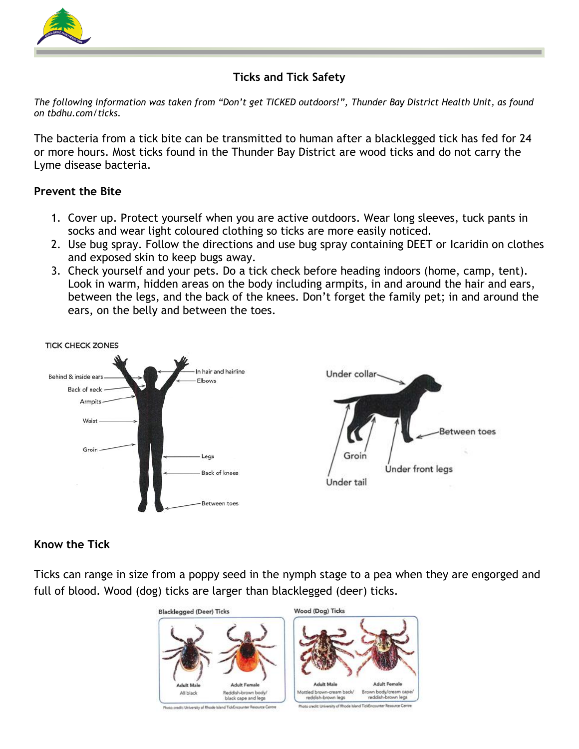## Ticks and Tick Safety

*The following information was taken from "Don't get TICKED outdoors!", Thunder Bay District Health Unit, as found on tbdhu.com/ticks.*

The bacteria from a tick bite can be transmitted to human after a blacklegged tick has fed for 24 or more hours. Most ticks found in the Thunder Bay District are wood ticks and do not carry the Lyme disease bacteria.

### Prevent the Bite

1. Cover up. Protect yourself when you are active outdoors. Wear long sleeves, tuck pants in socks and wear light coloured clothing so ticks are more easily noticed.
2. Use bug spray. Follow the directions and use bug spray containing DEET or Icaridin on clothes and exposed skin to keep bugs away.
3. Check yourself and your pets. Do a tick check before heading indoors (home, camp, tent). Look in warm, hidden areas on the body including armpits, in and around the hair and ears, between the legs, and the back of the knees. Don't forget the family pet; in and around the ears, on the belly and between the toes.

TICK CHECK ZONES

Behind & inside ears, Back of neck, Armpits, Waist, Groin, In hair and hairline, Elbows, Legs, Back of knees, Between toes

Under collar, Between toes, Groin, Under front legs, Under tail

### Know the Tick

Ticks can range in size from a poppy seed in the nymph stage to a pea when they are engorged and full of blood. Wood (dog) ticks are larger than blacklegged (deer) ticks.

Blacklegged (Deer) Ticks

Adult Male — All black

Adult Female — Reddish-brown body/ black cape and legs

Photo credit: University of Rhode Island TickEncounter Resource Centre

Wood (Dog) Ticks

Adult Male — Mottled brown-cream back/ reddish-brown legs

Adult Female — Brown body/cream cape/ reddish-brown legs

Photo credit: University of Rhode Island TickEncounter Resource Centre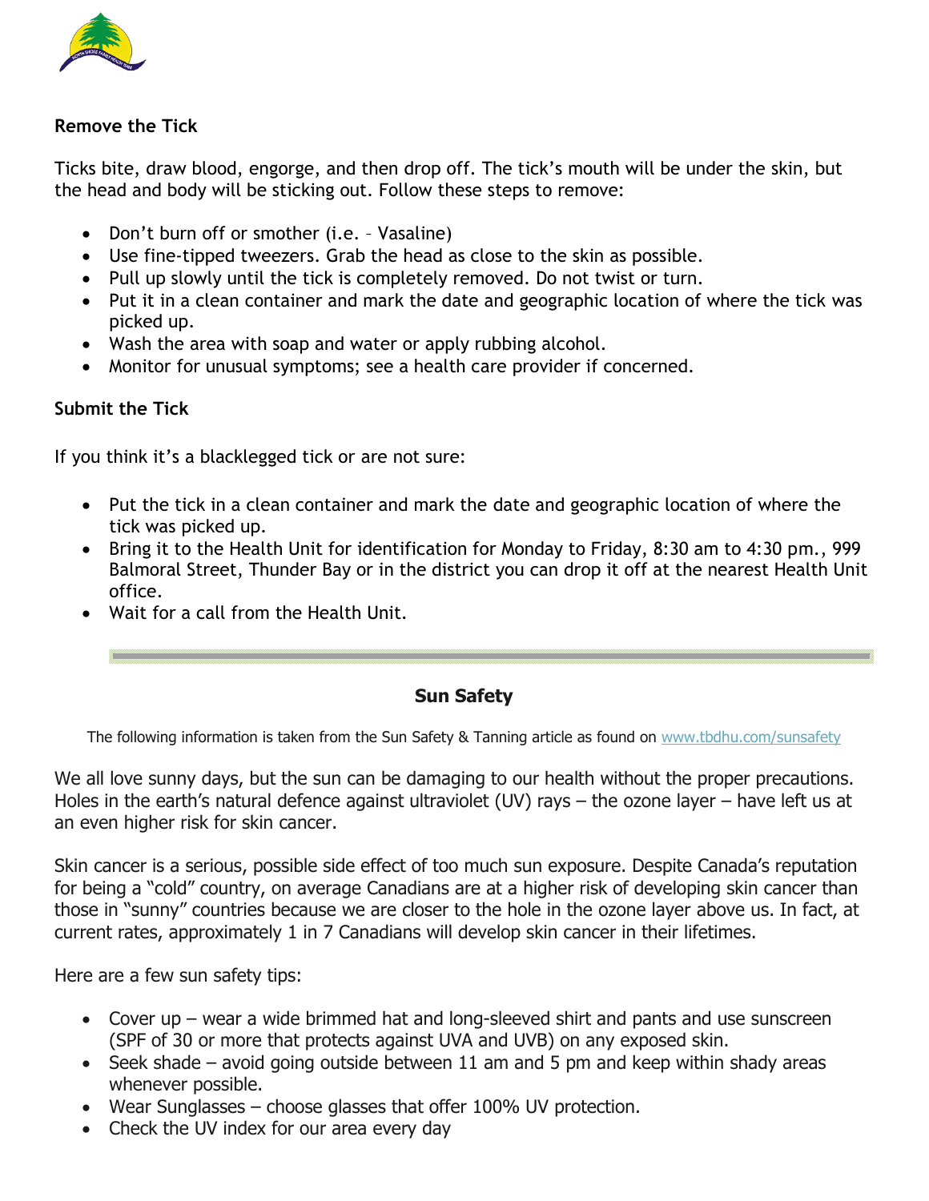**Remove the Tick**

Ticks bite, draw blood, engorge, and then drop off. The tick's mouth will be under the skin, but the head and body will be sticking out. Follow these steps to remove:

- Don't burn off or smother (i.e. – Vasaline)
- Use fine-tipped tweezers. Grab the head as close to the skin as possible.
- Pull up slowly until the tick is completely removed. Do not twist or turn.
- Put it in a clean container and mark the date and geographic location of where the tick was picked up.
- Wash the area with soap and water or apply rubbing alcohol.
- Monitor for unusual symptoms; see a health care provider if concerned.

**Submit the Tick**

If you think it's a blacklegged tick or are not sure:

- Put the tick in a clean container and mark the date and geographic location of where the tick was picked up.
- Bring it to the Health Unit for identification for Monday to Friday, 8:30 am to 4:30 pm., 999 Balmoral Street, Thunder Bay or in the district you can drop it off at the nearest Health Unit office.
- Wait for a call from the Health Unit.

---

## Sun Safety

The following information is taken from the Sun Safety & Tanning article as found on www.tbdhu.com/sunsafety

We all love sunny days, but the sun can be damaging to our health without the proper precautions. Holes in the earth's natural defence against ultraviolet (UV) rays – the ozone layer – have left us at an even higher risk for skin cancer.

Skin cancer is a serious, possible side effect of too much sun exposure. Despite Canada's reputation for being a "cold" country, on average Canadians are at a higher risk of developing skin cancer than those in "sunny" countries because we are closer to the hole in the ozone layer above us. In fact, at current rates, approximately 1 in 7 Canadians will develop skin cancer in their lifetimes.

Here are a few sun safety tips:

- Cover up – wear a wide brimmed hat and long-sleeved shirt and pants and use sunscreen (SPF of 30 or more that protects against UVA and UVB) on any exposed skin.
- Seek shade – avoid going outside between 11 am and 5 pm and keep within shady areas whenever possible.
- Wear Sunglasses – choose glasses that offer 100% UV protection.
- Check the UV index for our area every day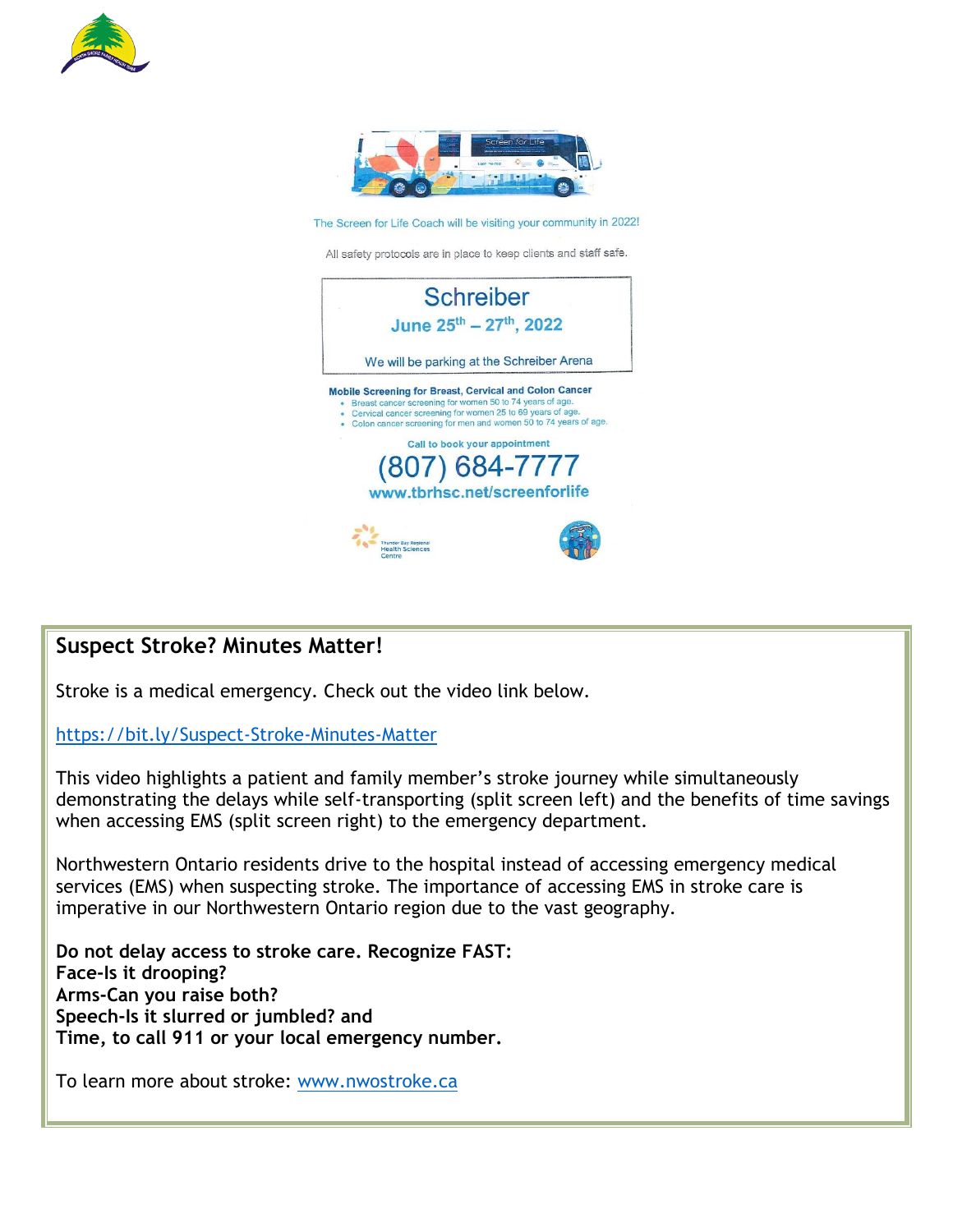The Screen for Life Coach will be visiting your community in 2022!

All safety protocols are in place to keep clients and staff safe.

## Schreiber

**June 25th – 27th, 2022**

We will be parking at the Schreiber Arena

**Mobile Screening for Breast, Cervical and Colon Cancer**

- Breast cancer screening for women 50 to 74 years of age.
- Cervical cancer screening for women 25 to 69 years of age.
- Colon cancer screening for men and women 50 to 74 years of age.

**Call to book your appointment**

**(807) 684-7777**

**www.tbrhsc.net/screenforlife**

Thunder Bay Regional Health Sciences Centre

## Suspect Stroke? Minutes Matter!

Stroke is a medical emergency. Check out the video link below.

https://bit.ly/Suspect-Stroke-Minutes-Matter

This video highlights a patient and family member's stroke journey while simultaneously demonstrating the delays while self-transporting (split screen left) and the benefits of time savings when accessing EMS (split screen right) to the emergency department.

Northwestern Ontario residents drive to the hospital instead of accessing emergency medical services (EMS) when suspecting stroke. The importance of accessing EMS in stroke care is imperative in our Northwestern Ontario region due to the vast geography.

**Do not delay access to stroke care. Recognize FAST:**
**Face-Is it drooping?**
**Arms-Can you raise both?**
**Speech-Is it slurred or jumbled? and**
**Time, to call 911 or your local emergency number.**

To learn more about stroke: www.nwostroke.ca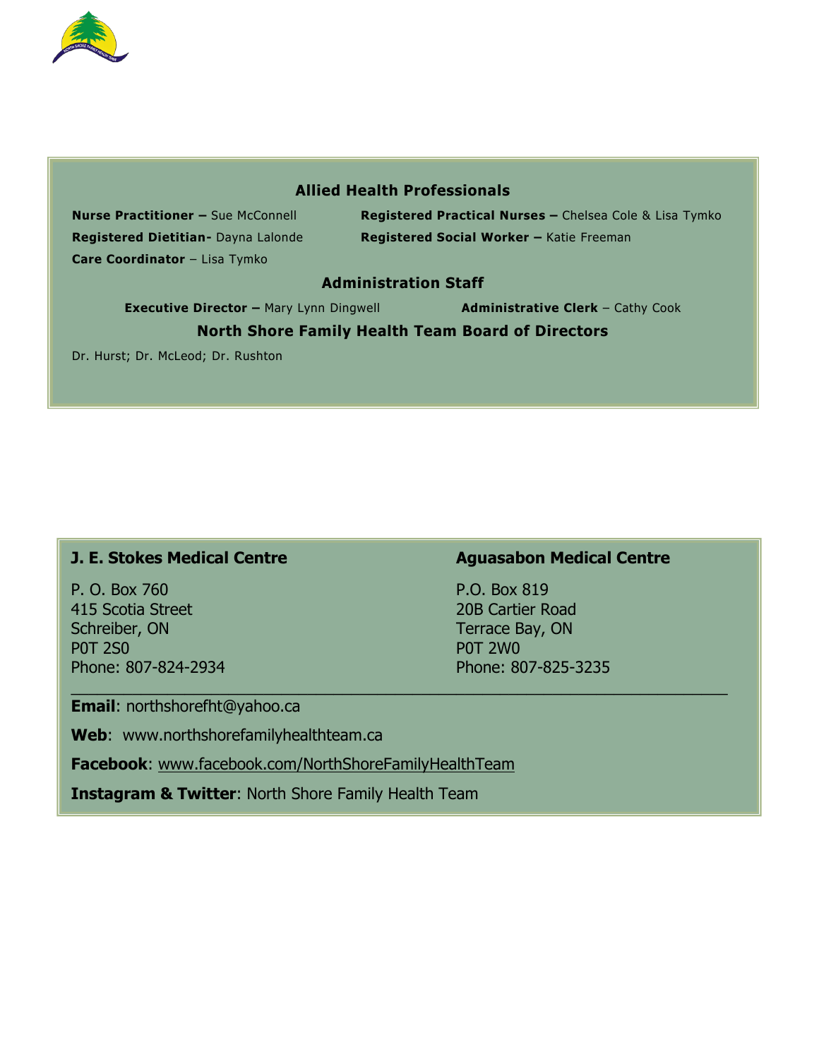## Allied Health Professionals

**Nurse Practitioner –** Sue McConnell

**Registered Practical Nurses –** Chelsea Cole & Lisa Tymko

**Registered Dietitian-** Dayna Lalonde

**Registered Social Worker –** Katie Freeman

**Care Coordinator** – Lisa Tymko

## Administration Staff

**Executive Director –** Mary Lynn Dingwell

**Administrative Clerk** – Cathy Cook

## North Shore Family Health Team Board of Directors

Dr. Hurst; Dr. McLeod; Dr. Rushton

**J. E. Stokes Medical Centre**

P. O. Box 760
415 Scotia Street
Schreiber, ON
P0T 2S0
Phone: 807-824-2934

**Aguasabon Medical Centre**

P.O. Box 819
20B Cartier Road
Terrace Bay, ON
P0T 2W0
Phone: 807-825-3235

---

**Email**: northshorefht@yahoo.ca

**Web**: www.northshorefamilyhealthteam.ca

**Facebook**: www.facebook.com/NorthShoreFamilyHealthTeam

**Instagram & Twitter**: North Shore Family Health Team